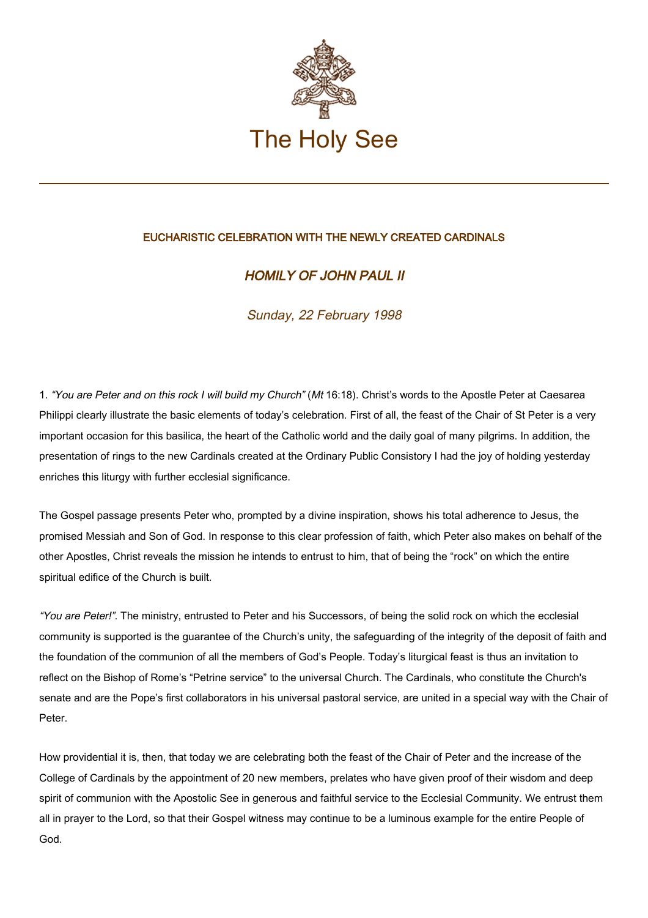# The Holy See

## EUCHARISTIC CELEBRATION WITH THE NEWLY CREATED CARDINALS

### *HOMILY OF JOHN PAUL II*

*Sunday, 22 February 1998*

1. *"You are Peter and on this rock I will build my Church"* (*Mt* 16:18). Christ's words to the Apostle Peter at Caesarea Philippi clearly illustrate the basic elements of today's celebration. First of all, the feast of the Chair of St Peter is a very important occasion for this basilica, the heart of the Catholic world and the daily goal of many pilgrims. In addition, the presentation of rings to the new Cardinals created at the Ordinary Public Consistory I had the joy of holding yesterday enriches this liturgy with further ecclesial significance.

The Gospel passage presents Peter who, prompted by a divine inspiration, shows his total adherence to Jesus, the promised Messiah and Son of God. In response to this clear profession of faith, which Peter also makes on behalf of the other Apostles, Christ reveals the mission he intends to entrust to him, that of being the "rock" on which the entire spiritual edifice of the Church is built.

*"You are Peter!"*. The ministry, entrusted to Peter and his Successors, of being the solid rock on which the ecclesial community is supported is the guarantee of the Church's unity, the safeguarding of the integrity of the deposit of faith and the foundation of the communion of all the members of God's People. Today's liturgical feast is thus an invitation to reflect on the Bishop of Rome's "Petrine service" to the universal Church. The Cardinals, who constitute the Church's senate and are the Pope's first collaborators in his universal pastoral service, are united in a special way with the Chair of Peter.

How providential it is, then, that today we are celebrating both the feast of the Chair of Peter and the increase of the College of Cardinals by the appointment of 20 new members, prelates who have given proof of their wisdom and deep spirit of communion with the Apostolic See in generous and faithful service to the Ecclesial Community. We entrust them all in prayer to the Lord, so that their Gospel witness may continue to be a luminous example for the entire People of God.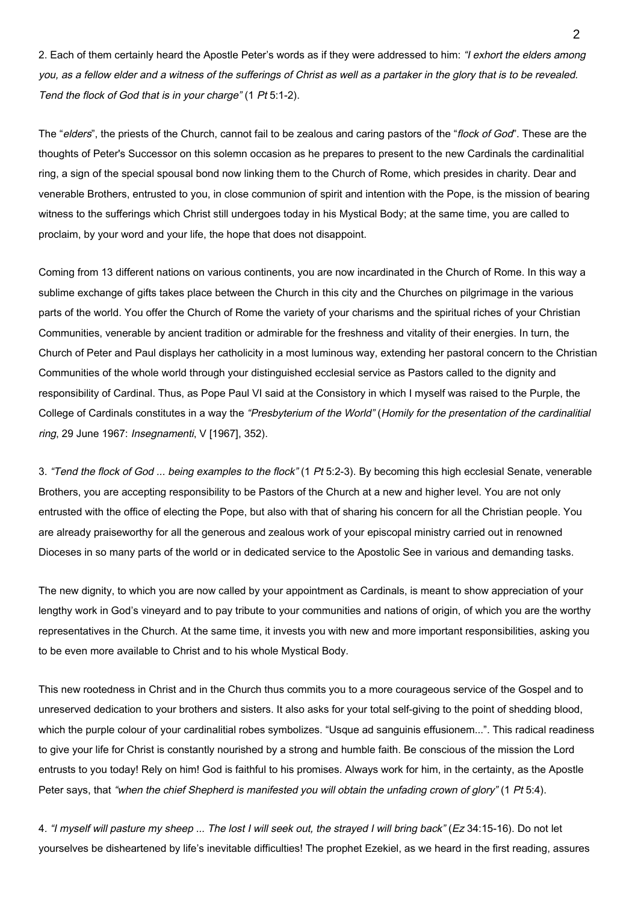2. Each of them certainly heard the Apostle Peter's words as if they were addressed to him: *"I exhort the elders among you, as a fellow elder and a witness of the sufferings of Christ as well as a partaker in the glory that is to be revealed. Tend the flock of God that is in your charge"* (1 *Pt* 5:1-2).

The "*elders*", the priests of the Church, cannot fail to be zealous and caring pastors of the "*flock of God*". These are the thoughts of Peter's Successor on this solemn occasion as he prepares to present to the new Cardinals the cardinalitial ring, a sign of the special spousal bond now linking them to the Church of Rome, which presides in charity. Dear and venerable Brothers, entrusted to you, in close communion of spirit and intention with the Pope, is the mission of bearing witness to the sufferings which Christ still undergoes today in his Mystical Body; at the same time, you are called to proclaim, by your word and your life, the hope that does not disappoint.

Coming from 13 different nations on various continents, you are now incardinated in the Church of Rome. In this way a sublime exchange of gifts takes place between the Church in this city and the Churches on pilgrimage in the various parts of the world. You offer the Church of Rome the variety of your charisms and the spiritual riches of your Christian Communities, venerable by ancient tradition or admirable for the freshness and vitality of their energies. In turn, the Church of Peter and Paul displays her catholicity in a most luminous way, extending her pastoral concern to the Christian Communities of the whole world through your distinguished ecclesial service as Pastors called to the dignity and responsibility of Cardinal. Thus, as Pope Paul VI said at the Consistory in which I myself was raised to the Purple, the College of Cardinals constitutes in a way the *"Presbyterium of the World"* (*Homily for the presentation of the cardinalitial ring*, 29 June 1967: *Insegnamenti*, V [1967], 352).

3. *"Tend the flock of God ... being examples to the flock"* (1 *Pt* 5:2-3). By becoming this high ecclesial Senate, venerable Brothers, you are accepting responsibility to be Pastors of the Church at a new and higher level. You are not only entrusted with the office of electing the Pope, but also with that of sharing his concern for all the Christian people. You are already praiseworthy for all the generous and zealous work of your episcopal ministry carried out in renowned Dioceses in so many parts of the world or in dedicated service to the Apostolic See in various and demanding tasks.

The new dignity, to which you are now called by your appointment as Cardinals, is meant to show appreciation of your lengthy work in God's vineyard and to pay tribute to your communities and nations of origin, of which you are the worthy representatives in the Church. At the same time, it invests you with new and more important responsibilities, asking you to be even more available to Christ and to his whole Mystical Body.

This new rootedness in Christ and in the Church thus commits you to a more courageous service of the Gospel and to unreserved dedication to your brothers and sisters. It also asks for your total self-giving to the point of shedding blood, which the purple colour of your cardinalitial robes symbolizes. "Usque ad sanguinis effusionem...". This radical readiness to give your life for Christ is constantly nourished by a strong and humble faith. Be conscious of the mission the Lord entrusts to you today! Rely on him! God is faithful to his promises. Always work for him, in the certainty, as the Apostle Peter says, that *"when the chief Shepherd is manifested you will obtain the unfading crown of glory"* (1 *Pt* 5:4).

4. *"I myself will pasture my sheep ... The lost I will seek out, the strayed I will bring back"* (*Ez* 34:15-16). Do not let yourselves be disheartened by life's inevitable difficulties! The prophet Ezekiel, as we heard in the first reading, assures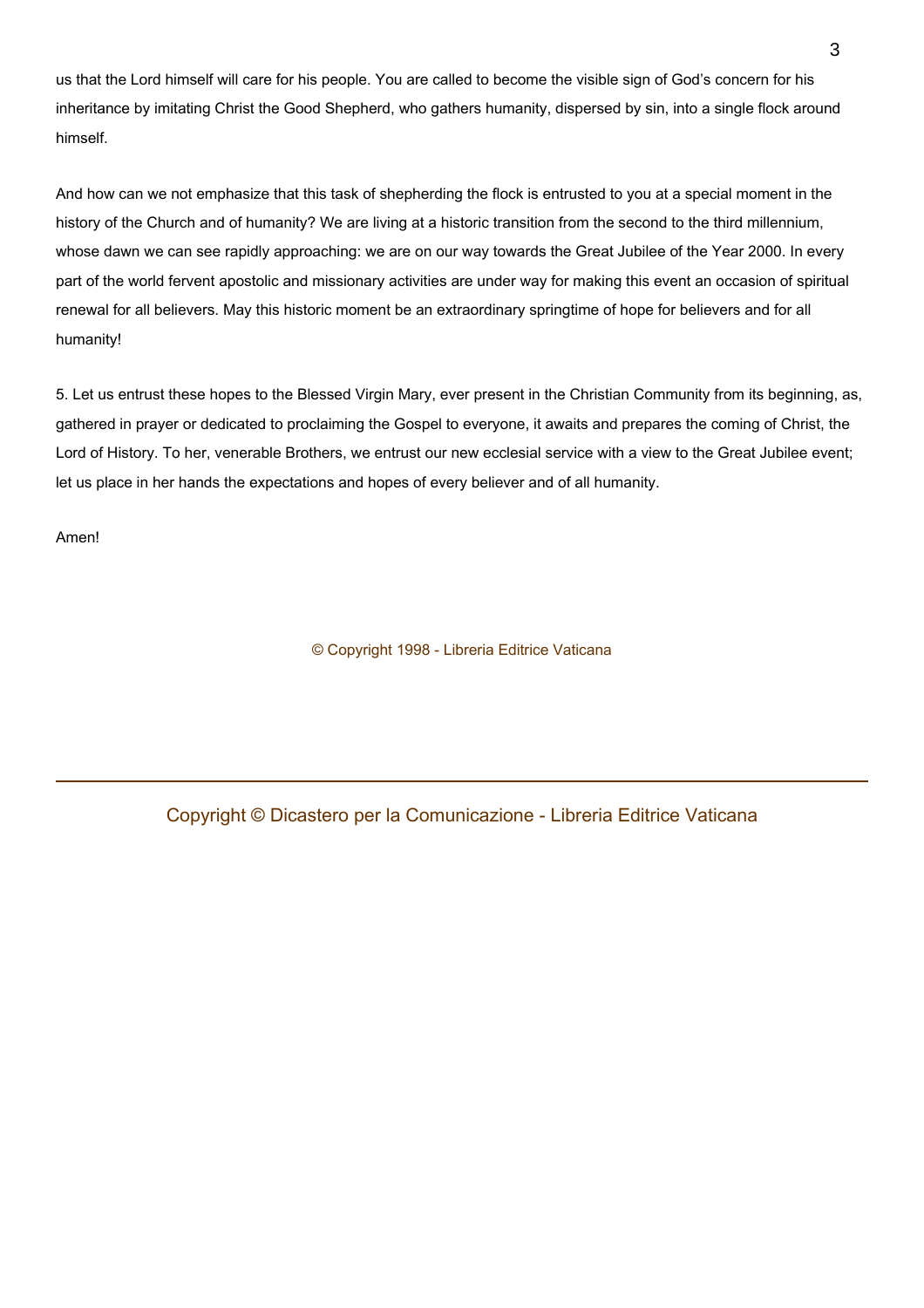us that the Lord himself will care for his people. You are called to become the visible sign of God's concern for his inheritance by imitating Christ the Good Shepherd, who gathers humanity, dispersed by sin, into a single flock around himself.

And how can we not emphasize that this task of shepherding the flock is entrusted to you at a special moment in the history of the Church and of humanity? We are living at a historic transition from the second to the third millennium, whose dawn we can see rapidly approaching: we are on our way towards the Great Jubilee of the Year 2000. In every part of the world fervent apostolic and missionary activities are under way for making this event an occasion of spiritual renewal for all believers. May this historic moment be an extraordinary springtime of hope for believers and for all humanity!

5. Let us entrust these hopes to the Blessed Virgin Mary, ever present in the Christian Community from its beginning, as, gathered in prayer or dedicated to proclaiming the Gospel to everyone, it awaits and prepares the coming of Christ, the Lord of History. To her, venerable Brothers, we entrust our new ecclesial service with a view to the Great Jubilee event; let us place in her hands the expectations and hopes of every believer and of all humanity.

Amen!

© Copyright 1998 - Libreria Editrice Vaticana

---

Copyright © Dicastero per la Comunicazione - Libreria Editrice Vaticana